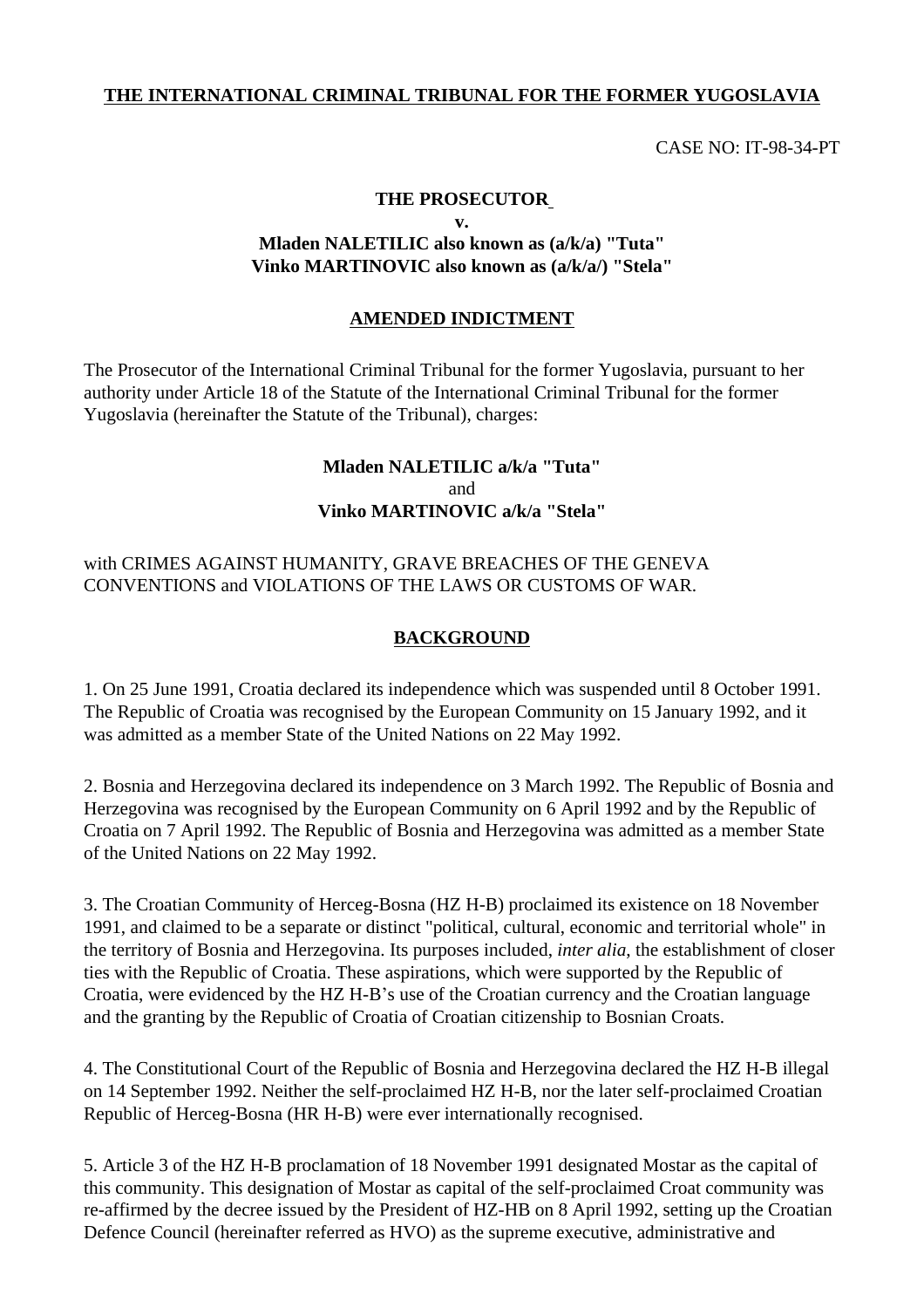**THE INTERNATIONAL CRIMINAL TRIBUNAL FOR THE FORMER YUGOSLAVIA**

CASE NO: IT-98-34-PT

**THE PROSECUTOR**

**v.**

**Mladen NALETILIC also known as (a/k/a) "Tuta"**
**Vinko MARTINOVIC also known as (a/k/a/) "Stela"**

**AMENDED INDICTMENT**

The Prosecutor of the International Criminal Tribunal for the former Yugoslavia, pursuant to her authority under Article 18 of the Statute of the International Criminal Tribunal for the former Yugoslavia (hereinafter the Statute of the Tribunal), charges:

**Mladen NALETILIC a/k/a "Tuta"**
and
**Vinko MARTINOVIC a/k/a "Stela"**

with CRIMES AGAINST HUMANITY, GRAVE BREACHES OF THE GENEVA CONVENTIONS and VIOLATIONS OF THE LAWS OR CUSTOMS OF WAR.

**BACKGROUND**

1. On 25 June 1991, Croatia declared its independence which was suspended until 8 October 1991. The Republic of Croatia was recognised by the European Community on 15 January 1992, and it was admitted as a member State of the United Nations on 22 May 1992.

2. Bosnia and Herzegovina declared its independence on 3 March 1992. The Republic of Bosnia and Herzegovina was recognised by the European Community on 6 April 1992 and by the Republic of Croatia on 7 April 1992. The Republic of Bosnia and Herzegovina was admitted as a member State of the United Nations on 22 May 1992.

3. The Croatian Community of Herceg-Bosna (HZ H-B) proclaimed its existence on 18 November 1991, and claimed to be a separate or distinct "political, cultural, economic and territorial whole" in the territory of Bosnia and Herzegovina. Its purposes included, *inter alia*, the establishment of closer ties with the Republic of Croatia. These aspirations, which were supported by the Republic of Croatia, were evidenced by the HZ H-B's use of the Croatian currency and the Croatian language and the granting by the Republic of Croatia of Croatian citizenship to Bosnian Croats.

4. The Constitutional Court of the Republic of Bosnia and Herzegovina declared the HZ H-B illegal on 14 September 1992. Neither the self-proclaimed HZ H-B, nor the later self-proclaimed Croatian Republic of Herceg-Bosna (HR H-B) were ever internationally recognised.

5. Article 3 of the HZ H-B proclamation of 18 November 1991 designated Mostar as the capital of this community. This designation of Mostar as capital of the self-proclaimed Croat community was re-affirmed by the decree issued by the President of HZ-HB on 8 April 1992, setting up the Croatian Defence Council (hereinafter referred as HVO) as the supreme executive, administrative and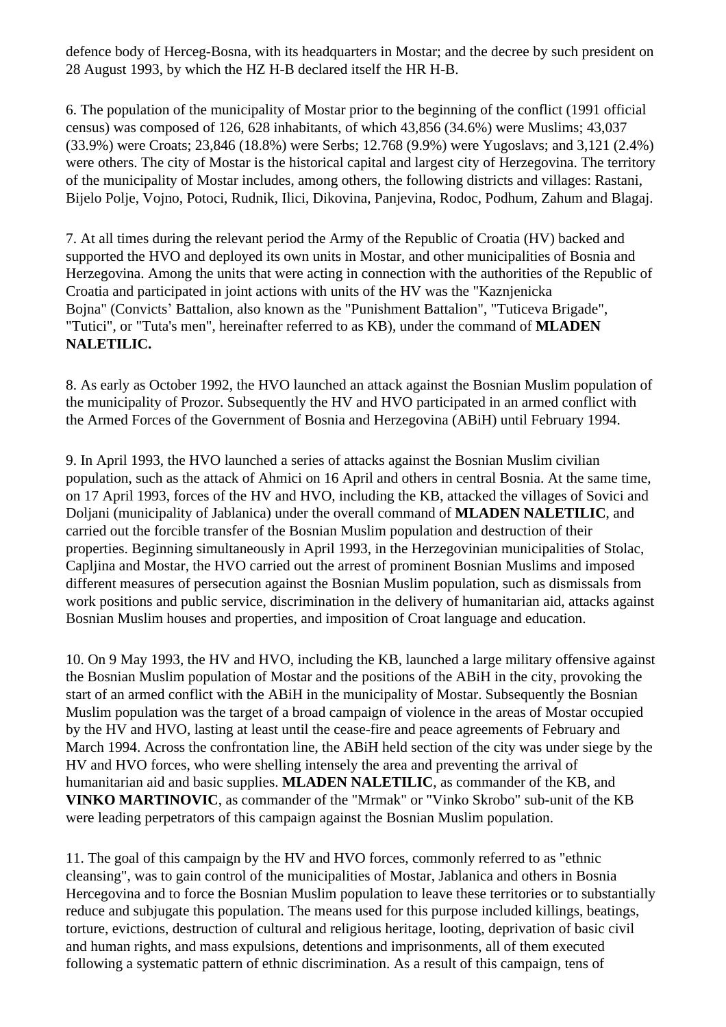defence body of Herceg-Bosna, with its headquarters in Mostar; and the decree by such president on 28 August 1993, by which the HZ H-B declared itself the HR H-B.

6. The population of the municipality of Mostar prior to the beginning of the conflict (1991 official census) was composed of 126, 628 inhabitants, of which 43,856 (34.6%) were Muslims; 43,037 (33.9%) were Croats; 23,846 (18.8%) were Serbs; 12.768 (9.9%) were Yugoslavs; and 3,121 (2.4%) were others. The city of Mostar is the historical capital and largest city of Herzegovina. The territory of the municipality of Mostar includes, among others, the following districts and villages: Rastani, Bijelo Polje, Vojno, Potoci, Rudnik, Ilici, Dikovina, Panjevina, Rodoc, Podhum, Zahum and Blagaj.

7. At all times during the relevant period the Army of the Republic of Croatia (HV) backed and supported the HVO and deployed its own units in Mostar, and other municipalities of Bosnia and Herzegovina. Among the units that were acting in connection with the authorities of the Republic of Croatia and participated in joint actions with units of the HV was the "Kaznjenicka Bojna" (Convicts' Battalion, also known as the "Punishment Battalion", "Tuticeva Brigade", "Tutici", or "Tuta's men", hereinafter referred to as KB), under the command of **MLADEN NALETILIC.**

8. As early as October 1992, the HVO launched an attack against the Bosnian Muslim population of the municipality of Prozor. Subsequently the HV and HVO participated in an armed conflict with the Armed Forces of the Government of Bosnia and Herzegovina (ABiH) until February 1994.

9. In April 1993, the HVO launched a series of attacks against the Bosnian Muslim civilian population, such as the attack of Ahmici on 16 April and others in central Bosnia. At the same time, on 17 April 1993, forces of the HV and HVO, including the KB, attacked the villages of Sovici and Doljani (municipality of Jablanica) under the overall command of **MLADEN NALETILIC**, and carried out the forcible transfer of the Bosnian Muslim population and destruction of their properties. Beginning simultaneously in April 1993, in the Herzegovinian municipalities of Stolac, Capljina and Mostar, the HVO carried out the arrest of prominent Bosnian Muslims and imposed different measures of persecution against the Bosnian Muslim population, such as dismissals from work positions and public service, discrimination in the delivery of humanitarian aid, attacks against Bosnian Muslim houses and properties, and imposition of Croat language and education.

10. On 9 May 1993, the HV and HVO, including the KB, launched a large military offensive against the Bosnian Muslim population of Mostar and the positions of the ABiH in the city, provoking the start of an armed conflict with the ABiH in the municipality of Mostar. Subsequently the Bosnian Muslim population was the target of a broad campaign of violence in the areas of Mostar occupied by the HV and HVO, lasting at least until the cease-fire and peace agreements of February and March 1994. Across the confrontation line, the ABiH held section of the city was under siege by the HV and HVO forces, who were shelling intensely the area and preventing the arrival of humanitarian aid and basic supplies. **MLADEN NALETILIC**, as commander of the KB, and **VINKO MARTINOVIC**, as commander of the "Mrmak" or "Vinko Skrobo" sub-unit of the KB were leading perpetrators of this campaign against the Bosnian Muslim population.

11. The goal of this campaign by the HV and HVO forces, commonly referred to as "ethnic cleansing", was to gain control of the municipalities of Mostar, Jablanica and others in Bosnia Hercegovina and to force the Bosnian Muslim population to leave these territories or to substantially reduce and subjugate this population. The means used for this purpose included killings, beatings, torture, evictions, destruction of cultural and religious heritage, looting, deprivation of basic civil and human rights, and mass expulsions, detentions and imprisonments, all of them executed following a systematic pattern of ethnic discrimination. As a result of this campaign, tens of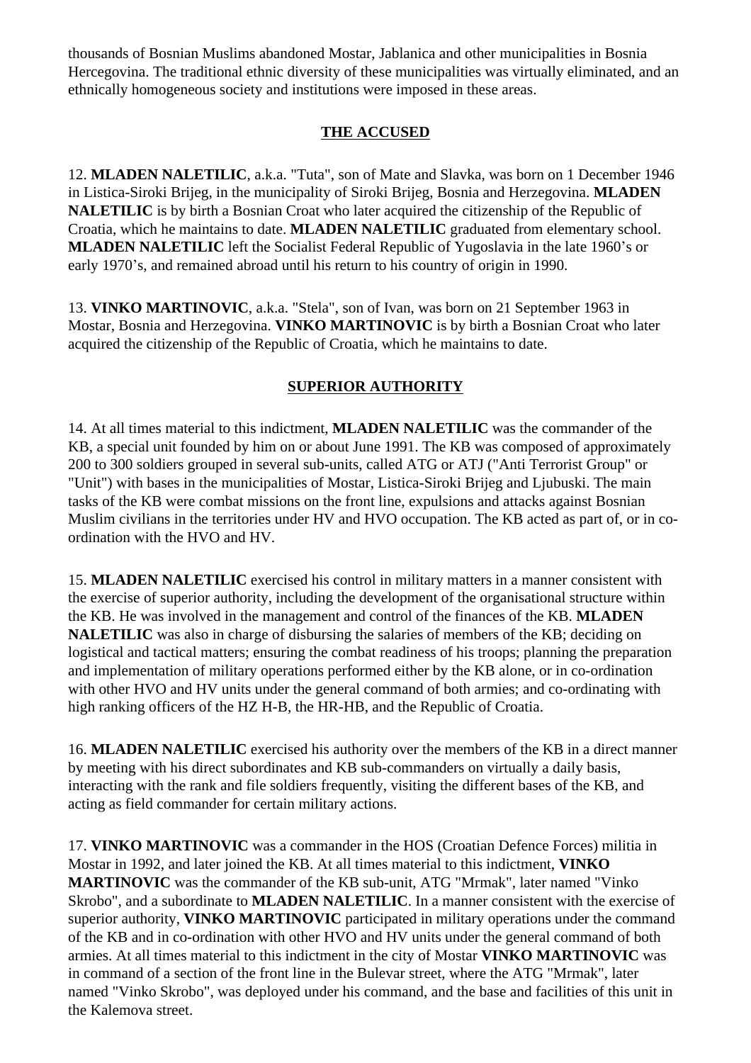thousands of Bosnian Muslims abandoned Mostar, Jablanica and other municipalities in Bosnia Hercegovina. The traditional ethnic diversity of these municipalities was virtually eliminated, and an ethnically homogeneous society and institutions were imposed in these areas.

## THE ACCUSED

12. **MLADEN NALETILIC**, a.k.a. "Tuta", son of Mate and Slavka, was born on 1 December 1946 in Listica-Siroki Brijeg, in the municipality of Siroki Brijeg, Bosnia and Herzegovina. **MLADEN NALETILIC** is by birth a Bosnian Croat who later acquired the citizenship of the Republic of Croatia, which he maintains to date. **MLADEN NALETILIC** graduated from elementary school. **MLADEN NALETILIC** left the Socialist Federal Republic of Yugoslavia in the late 1960's or early 1970's, and remained abroad until his return to his country of origin in 1990.

13. **VINKO MARTINOVIC**, a.k.a. "Stela", son of Ivan, was born on 21 September 1963 in Mostar, Bosnia and Herzegovina. **VINKO MARTINOVIC** is by birth a Bosnian Croat who later acquired the citizenship of the Republic of Croatia, which he maintains to date.

## SUPERIOR AUTHORITY

14. At all times material to this indictment, **MLADEN NALETILIC** was the commander of the KB, a special unit founded by him on or about June 1991. The KB was composed of approximately 200 to 300 soldiers grouped in several sub-units, called ATG or ATJ ("Anti Terrorist Group" or "Unit") with bases in the municipalities of Mostar, Listica-Siroki Brijeg and Ljubuski. The main tasks of the KB were combat missions on the front line, expulsions and attacks against Bosnian Muslim civilians in the territories under HV and HVO occupation. The KB acted as part of, or in co-ordination with the HVO and HV.

15. **MLADEN NALETILIC** exercised his control in military matters in a manner consistent with the exercise of superior authority, including the development of the organisational structure within the KB. He was involved in the management and control of the finances of the KB. **MLADEN NALETILIC** was also in charge of disbursing the salaries of members of the KB; deciding on logistical and tactical matters; ensuring the combat readiness of his troops; planning the preparation and implementation of military operations performed either by the KB alone, or in co-ordination with other HVO and HV units under the general command of both armies; and co-ordinating with high ranking officers of the HZ H-B, the HR-HB, and the Republic of Croatia.

16. **MLADEN NALETILIC** exercised his authority over the members of the KB in a direct manner by meeting with his direct subordinates and KB sub-commanders on virtually a daily basis, interacting with the rank and file soldiers frequently, visiting the different bases of the KB, and acting as field commander for certain military actions.

17. **VINKO MARTINOVIC** was a commander in the HOS (Croatian Defence Forces) militia in Mostar in 1992, and later joined the KB. At all times material to this indictment, **VINKO MARTINOVIC** was the commander of the KB sub-unit, ATG "Mrmak", later named "Vinko Skrobo", and a subordinate to **MLADEN NALETILIC**. In a manner consistent with the exercise of superior authority, **VINKO MARTINOVIC** participated in military operations under the command of the KB and in co-ordination with other HVO and HV units under the general command of both armies. At all times material to this indictment in the city of Mostar **VINKO MARTINOVIC** was in command of a section of the front line in the Bulevar street, where the ATG "Mrmak", later named "Vinko Skrobo", was deployed under his command, and the base and facilities of this unit in the Kalemova street.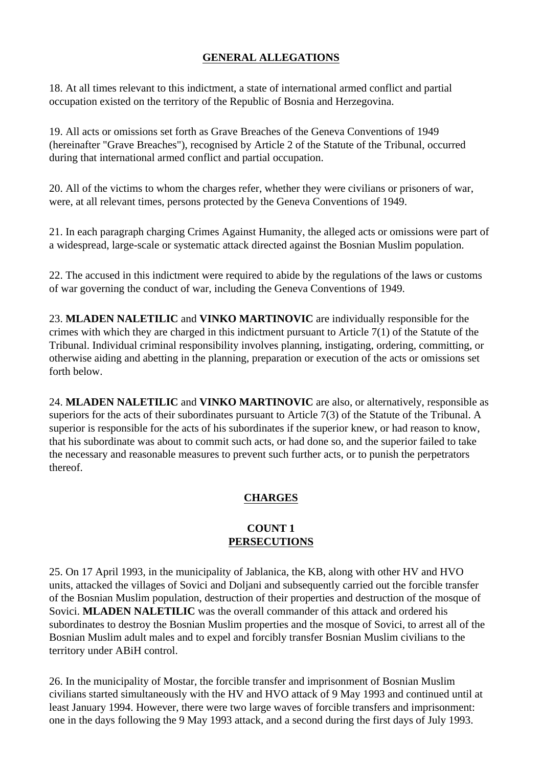## GENERAL ALLEGATIONS

18. At all times relevant to this indictment, a state of international armed conflict and partial occupation existed on the territory of the Republic of Bosnia and Herzegovina.

19. All acts or omissions set forth as Grave Breaches of the Geneva Conventions of 1949 (hereinafter "Grave Breaches"), recognised by Article 2 of the Statute of the Tribunal, occurred during that international armed conflict and partial occupation.

20. All of the victims to whom the charges refer, whether they were civilians or prisoners of war, were, at all relevant times, persons protected by the Geneva Conventions of 1949.

21. In each paragraph charging Crimes Against Humanity, the alleged acts or omissions were part of a widespread, large-scale or systematic attack directed against the Bosnian Muslim population.

22. The accused in this indictment were required to abide by the regulations of the laws or customs of war governing the conduct of war, including the Geneva Conventions of 1949.

23. **MLADEN NALETILIC** and **VINKO MARTINOVIC** are individually responsible for the crimes with which they are charged in this indictment pursuant to Article 7(1) of the Statute of the Tribunal. Individual criminal responsibility involves planning, instigating, ordering, committing, or otherwise aiding and abetting in the planning, preparation or execution of the acts or omissions set forth below.

24. **MLADEN NALETILIC** and **VINKO MARTINOVIC** are also, or alternatively, responsible as superiors for the acts of their subordinates pursuant to Article 7(3) of the Statute of the Tribunal. A superior is responsible for the acts of his subordinates if the superior knew, or had reason to know, that his subordinate was about to commit such acts, or had done so, and the superior failed to take the necessary and reasonable measures to prevent such further acts, or to punish the perpetrators thereof.

## CHARGES

### COUNT 1
### PERSECUTIONS

25. On 17 April 1993, in the municipality of Jablanica, the KB, along with other HV and HVO units, attacked the villages of Sovici and Doljani and subsequently carried out the forcible transfer of the Bosnian Muslim population, destruction of their properties and destruction of the mosque of Sovici. **MLADEN NALETILIC** was the overall commander of this attack and ordered his subordinates to destroy the Bosnian Muslim properties and the mosque of Sovici, to arrest all of the Bosnian Muslim adult males and to expel and forcibly transfer Bosnian Muslim civilians to the territory under ABiH control.

26. In the municipality of Mostar, the forcible transfer and imprisonment of Bosnian Muslim civilians started simultaneously with the HV and HVO attack of 9 May 1993 and continued until at least January 1994. However, there were two large waves of forcible transfers and imprisonment: one in the days following the 9 May 1993 attack, and a second during the first days of July 1993.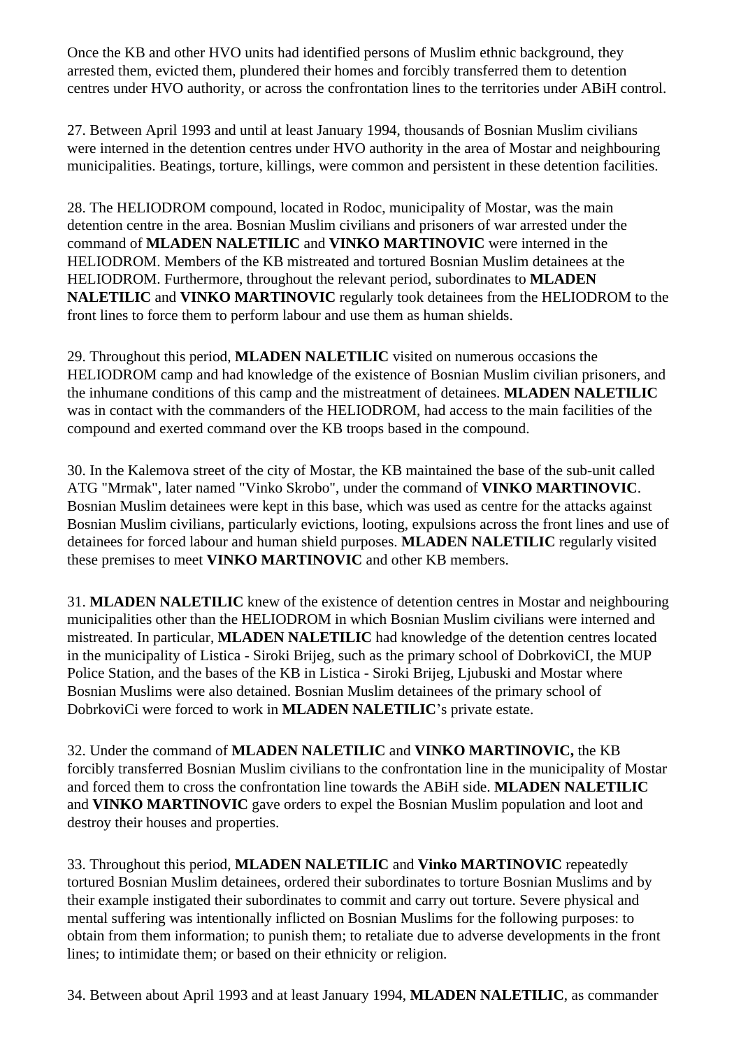Once the KB and other HVO units had identified persons of Muslim ethnic background, they arrested them, evicted them, plundered their homes and forcibly transferred them to detention centres under HVO authority, or across the confrontation lines to the territories under ABiH control.

27. Between April 1993 and until at least January 1994, thousands of Bosnian Muslim civilians were interned in the detention centres under HVO authority in the area of Mostar and neighbouring municipalities. Beatings, torture, killings, were common and persistent in these detention facilities.

28. The HELIODROM compound, located in Rodoc, municipality of Mostar, was the main detention centre in the area. Bosnian Muslim civilians and prisoners of war arrested under the command of **MLADEN NALETILIC** and **VINKO MARTINOVIC** were interned in the HELIODROM. Members of the KB mistreated and tortured Bosnian Muslim detainees at the HELIODROM. Furthermore, throughout the relevant period, subordinates to **MLADEN NALETILIC** and **VINKO MARTINOVIC** regularly took detainees from the HELIODROM to the front lines to force them to perform labour and use them as human shields.

29. Throughout this period, **MLADEN NALETILIC** visited on numerous occasions the HELIODROM camp and had knowledge of the existence of Bosnian Muslim civilian prisoners, and the inhumane conditions of this camp and the mistreatment of detainees. **MLADEN NALETILIC** was in contact with the commanders of the HELIODROM, had access to the main facilities of the compound and exerted command over the KB troops based in the compound.

30. In the Kalemova street of the city of Mostar, the KB maintained the base of the sub-unit called ATG "Mrmak", later named "Vinko Skrobo", under the command of **VINKO MARTINOVIC**. Bosnian Muslim detainees were kept in this base, which was used as centre for the attacks against Bosnian Muslim civilians, particularly evictions, looting, expulsions across the front lines and use of detainees for forced labour and human shield purposes. **MLADEN NALETILIC** regularly visited these premises to meet **VINKO MARTINOVIC** and other KB members.

31. **MLADEN NALETILIC** knew of the existence of detention centres in Mostar and neighbouring municipalities other than the HELIODROM in which Bosnian Muslim civilians were interned and mistreated. In particular, **MLADEN NALETILIC** had knowledge of the detention centres located in the municipality of Listica - Siroki Brijeg, such as the primary school of DobrkoviCI, the MUP Police Station, and the bases of the KB in Listica - Siroki Brijeg, Ljubuski and Mostar where Bosnian Muslims were also detained. Bosnian Muslim detainees of the primary school of DobrkoviCi were forced to work in **MLADEN NALETILIC**'s private estate.

32. Under the command of **MLADEN NALETILIC** and **VINKO MARTINOVIC,** the KB forcibly transferred Bosnian Muslim civilians to the confrontation line in the municipality of Mostar and forced them to cross the confrontation line towards the ABiH side. **MLADEN NALETILIC** and **VINKO MARTINOVIC** gave orders to expel the Bosnian Muslim population and loot and destroy their houses and properties.

33. Throughout this period, **MLADEN NALETILIC** and **Vinko MARTINOVIC** repeatedly tortured Bosnian Muslim detainees, ordered their subordinates to torture Bosnian Muslims and by their example instigated their subordinates to commit and carry out torture. Severe physical and mental suffering was intentionally inflicted on Bosnian Muslims for the following purposes: to obtain from them information; to punish them; to retaliate due to adverse developments in the front lines; to intimidate them; or based on their ethnicity or religion.

34. Between about April 1993 and at least January 1994, **MLADEN NALETILIC**, as commander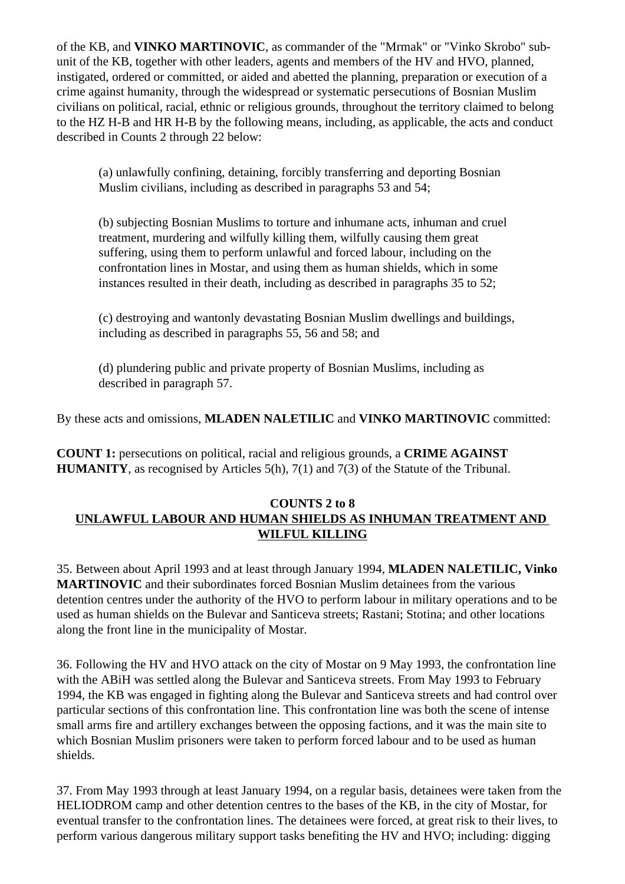of the KB, and **VINKO MARTINOVIC**, as commander of the "Mrmak" or "Vinko Skrobo" sub-unit of the KB, together with other leaders, agents and members of the HV and HVO, planned, instigated, ordered or committed, or aided and abetted the planning, preparation or execution of a crime against humanity, through the widespread or systematic persecutions of Bosnian Muslim civilians on political, racial, ethnic or religious grounds, throughout the territory claimed to belong to the HZ H-B and HR H-B by the following means, including, as applicable, the acts and conduct described in Counts 2 through 22 below:

(a) unlawfully confining, detaining, forcibly transferring and deporting Bosnian Muslim civilians, including as described in paragraphs 53 and 54;

(b) subjecting Bosnian Muslims to torture and inhumane acts, inhuman and cruel treatment, murdering and wilfully killing them, wilfully causing them great suffering, using them to perform unlawful and forced labour, including on the confrontation lines in Mostar, and using them as human shields, which in some instances resulted in their death, including as described in paragraphs 35 to 52;

(c) destroying and wantonly devastating Bosnian Muslim dwellings and buildings, including as described in paragraphs 55, 56 and 58; and

(d) plundering public and private property of Bosnian Muslims, including as described in paragraph 57.

By these acts and omissions, **MLADEN NALETILIC** and **VINKO MARTINOVIC** committed:

**COUNT 1:** persecutions on political, racial and religious grounds, a **CRIME AGAINST HUMANITY**, as recognised by Articles 5(h), 7(1) and 7(3) of the Statute of the Tribunal.

## COUNTS 2 to 8
## UNLAWFUL LABOUR AND HUMAN SHIELDS AS INHUMAN TREATMENT AND WILFUL KILLING

35. Between about April 1993 and at least through January 1994, **MLADEN NALETILIC, Vinko MARTINOVIC** and their subordinates forced Bosnian Muslim detainees from the various detention centres under the authority of the HVO to perform labour in military operations and to be used as human shields on the Bulevar and Santiceva streets; Rastani; Stotina; and other locations along the front line in the municipality of Mostar.

36. Following the HV and HVO attack on the city of Mostar on 9 May 1993, the confrontation line with the ABiH was settled along the Bulevar and Santiceva streets. From May 1993 to February 1994, the KB was engaged in fighting along the Bulevar and Santiceva streets and had control over particular sections of this confrontation line. This confrontation line was both the scene of intense small arms fire and artillery exchanges between the opposing factions, and it was the main site to which Bosnian Muslim prisoners were taken to perform forced labour and to be used as human shields.

37. From May 1993 through at least January 1994, on a regular basis, detainees were taken from the HELIODROM camp and other detention centres to the bases of the KB, in the city of Mostar, for eventual transfer to the confrontation lines. The detainees were forced, at great risk to their lives, to perform various dangerous military support tasks benefiting the HV and HVO; including: digging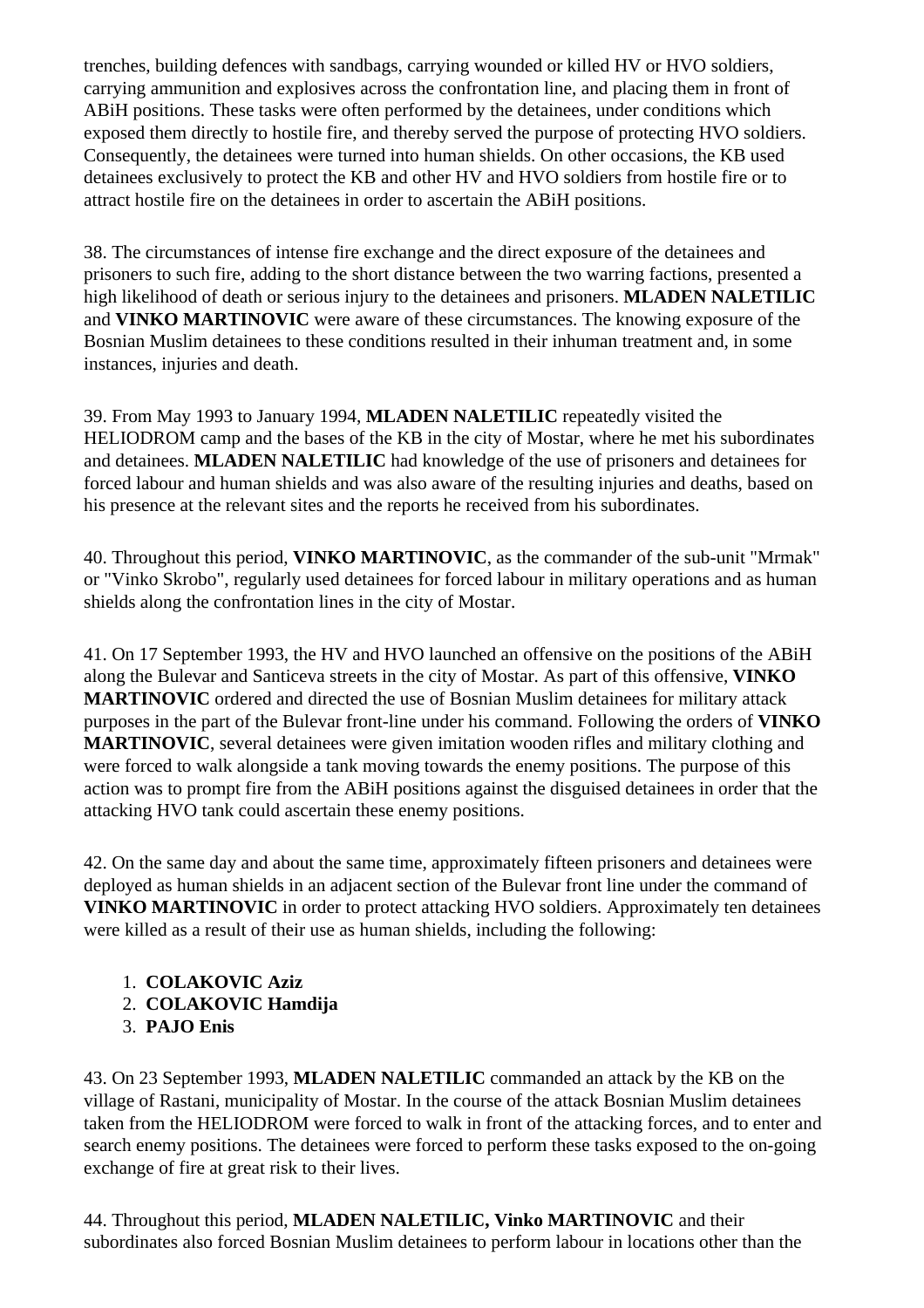trenches, building defences with sandbags, carrying wounded or killed HV or HVO soldiers, carrying ammunition and explosives across the confrontation line, and placing them in front of ABiH positions. These tasks were often performed by the detainees, under conditions which exposed them directly to hostile fire, and thereby served the purpose of protecting HVO soldiers. Consequently, the detainees were turned into human shields. On other occasions, the KB used detainees exclusively to protect the KB and other HV and HVO soldiers from hostile fire or to attract hostile fire on the detainees in order to ascertain the ABiH positions.

38. The circumstances of intense fire exchange and the direct exposure of the detainees and prisoners to such fire, adding to the short distance between the two warring factions, presented a high likelihood of death or serious injury to the detainees and prisoners. **MLADEN NALETILIC** and **VINKO MARTINOVIC** were aware of these circumstances. The knowing exposure of the Bosnian Muslim detainees to these conditions resulted in their inhuman treatment and, in some instances, injuries and death.

39. From May 1993 to January 1994, **MLADEN NALETILIC** repeatedly visited the HELIODROM camp and the bases of the KB in the city of Mostar, where he met his subordinates and detainees. **MLADEN NALETILIC** had knowledge of the use of prisoners and detainees for forced labour and human shields and was also aware of the resulting injuries and deaths, based on his presence at the relevant sites and the reports he received from his subordinates.

40. Throughout this period, **VINKO MARTINOVIC**, as the commander of the sub-unit "Mrmak" or "Vinko Skrobo", regularly used detainees for forced labour in military operations and as human shields along the confrontation lines in the city of Mostar.

41. On 17 September 1993, the HV and HVO launched an offensive on the positions of the ABiH along the Bulevar and Santiceva streets in the city of Mostar. As part of this offensive, **VINKO MARTINOVIC** ordered and directed the use of Bosnian Muslim detainees for military attack purposes in the part of the Bulevar front-line under his command. Following the orders of **VINKO MARTINOVIC**, several detainees were given imitation wooden rifles and military clothing and were forced to walk alongside a tank moving towards the enemy positions. The purpose of this action was to prompt fire from the ABiH positions against the disguised detainees in order that the attacking HVO tank could ascertain these enemy positions.

42. On the same day and about the same time, approximately fifteen prisoners and detainees were deployed as human shields in an adjacent section of the Bulevar front line under the command of **VINKO MARTINOVIC** in order to protect attacking HVO soldiers. Approximately ten detainees were killed as a result of their use as human shields, including the following:

1. **COLAKOVIC Aziz**
2. **COLAKOVIC Hamdija**
3. **PAJO Enis**

43. On 23 September 1993, **MLADEN NALETILIC** commanded an attack by the KB on the village of Rastani, municipality of Mostar. In the course of the attack Bosnian Muslim detainees taken from the HELIODROM were forced to walk in front of the attacking forces, and to enter and search enemy positions. The detainees were forced to perform these tasks exposed to the on-going exchange of fire at great risk to their lives.

44. Throughout this period, **MLADEN NALETILIC, Vinko MARTINOVIC** and their subordinates also forced Bosnian Muslim detainees to perform labour in locations other than the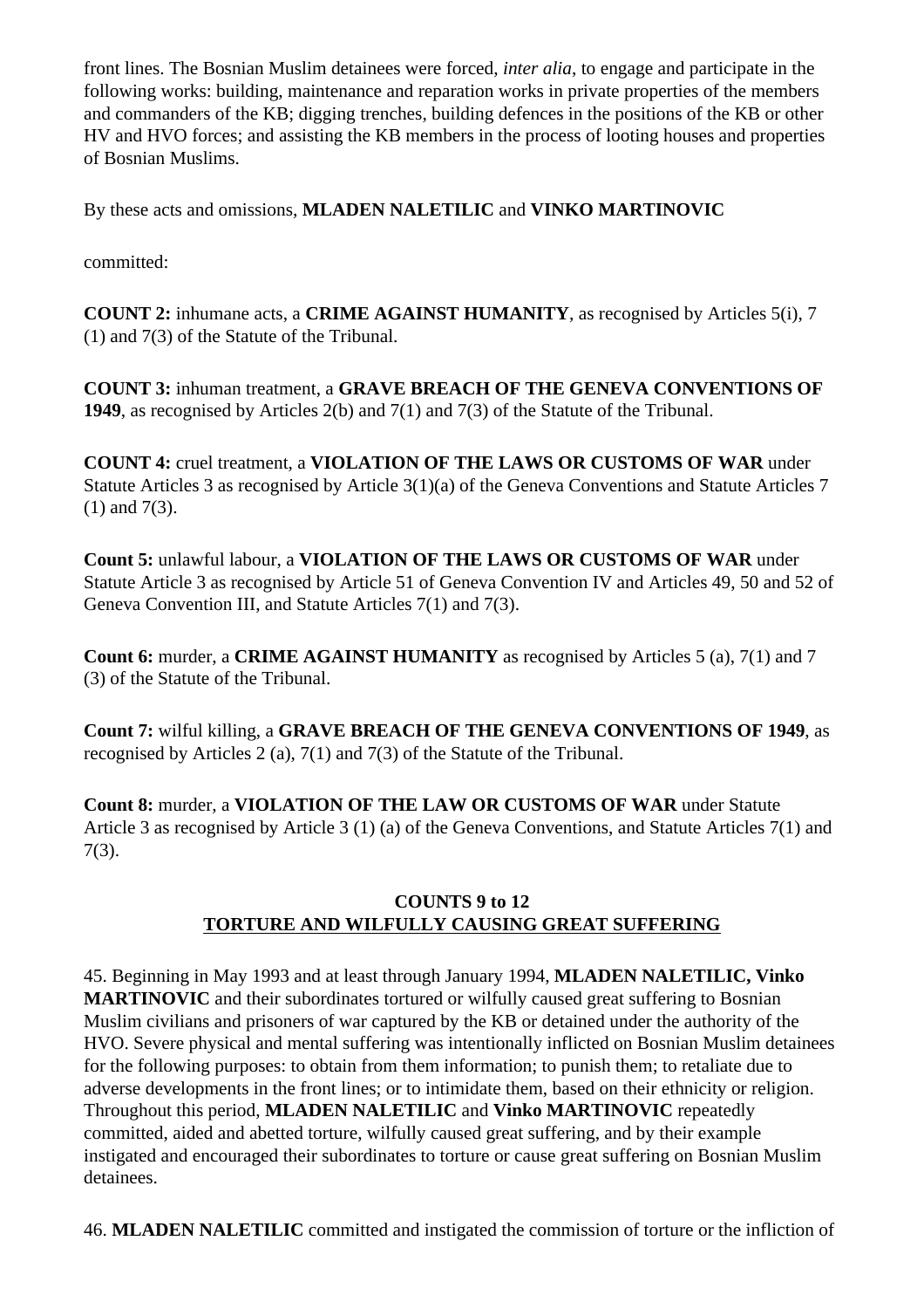front lines. The Bosnian Muslim detainees were forced, *inter alia*, to engage and participate in the following works: building, maintenance and reparation works in private properties of the members and commanders of the KB; digging trenches, building defences in the positions of the KB or other HV and HVO forces; and assisting the KB members in the process of looting houses and properties of Bosnian Muslims.

By these acts and omissions, **MLADEN NALETILIC** and **VINKO MARTINOVIC**

committed:

**COUNT 2:** inhumane acts, a **CRIME AGAINST HUMANITY**, as recognised by Articles 5(i), 7 (1) and 7(3) of the Statute of the Tribunal.

**COUNT 3:** inhuman treatment, a **GRAVE BREACH OF THE GENEVA CONVENTIONS OF 1949**, as recognised by Articles 2(b) and 7(1) and 7(3) of the Statute of the Tribunal.

**COUNT 4:** cruel treatment, a **VIOLATION OF THE LAWS OR CUSTOMS OF WAR** under Statute Articles 3 as recognised by Article 3(1)(a) of the Geneva Conventions and Statute Articles 7 (1) and 7(3).

**Count 5:** unlawful labour, a **VIOLATION OF THE LAWS OR CUSTOMS OF WAR** under Statute Article 3 as recognised by Article 51 of Geneva Convention IV and Articles 49, 50 and 52 of Geneva Convention III, and Statute Articles 7(1) and 7(3).

**Count 6:** murder, a **CRIME AGAINST HUMANITY** as recognised by Articles 5 (a), 7(1) and 7 (3) of the Statute of the Tribunal.

**Count 7:** wilful killing, a **GRAVE BREACH OF THE GENEVA CONVENTIONS OF 1949**, as recognised by Articles 2 (a), 7(1) and 7(3) of the Statute of the Tribunal.

**Count 8:** murder, a **VIOLATION OF THE LAW OR CUSTOMS OF WAR** under Statute Article 3 as recognised by Article 3 (1) (a) of the Geneva Conventions, and Statute Articles 7(1) and 7(3).

## COUNTS 9 to 12
## TORTURE AND WILFULLY CAUSING GREAT SUFFERING

45. Beginning in May 1993 and at least through January 1994, **MLADEN NALETILIC, Vinko MARTINOVIC** and their subordinates tortured or wilfully caused great suffering to Bosnian Muslim civilians and prisoners of war captured by the KB or detained under the authority of the HVO. Severe physical and mental suffering was intentionally inflicted on Bosnian Muslim detainees for the following purposes: to obtain from them information; to punish them; to retaliate due to adverse developments in the front lines; or to intimidate them, based on their ethnicity or religion. Throughout this period, **MLADEN NALETILIC** and **Vinko MARTINOVIC** repeatedly committed, aided and abetted torture, wilfully caused great suffering, and by their example instigated and encouraged their subordinates to torture or cause great suffering on Bosnian Muslim detainees.

46. **MLADEN NALETILIC** committed and instigated the commission of torture or the infliction of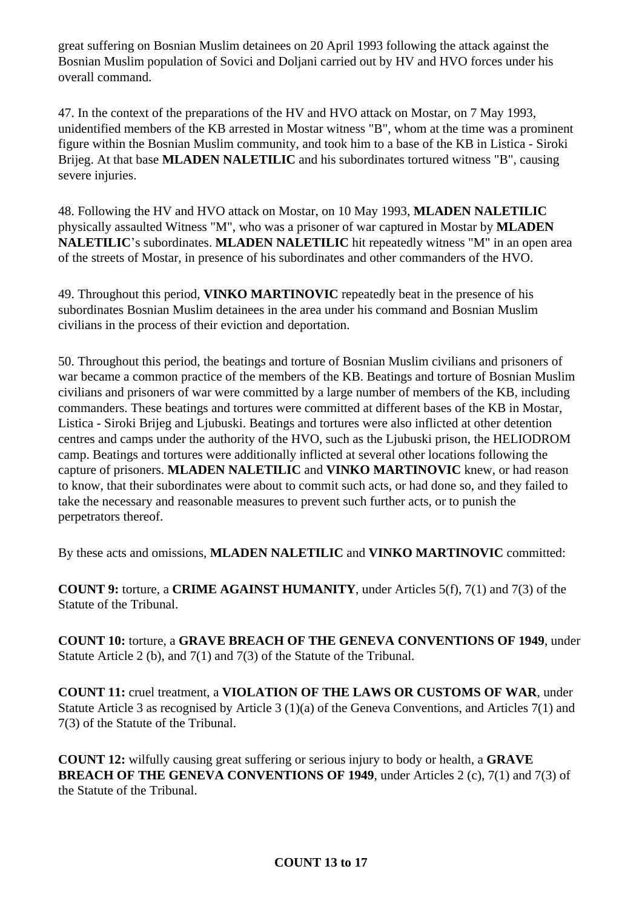great suffering on Bosnian Muslim detainees on 20 April 1993 following the attack against the Bosnian Muslim population of Sovici and Doljani carried out by HV and HVO forces under his overall command.

47. In the context of the preparations of the HV and HVO attack on Mostar, on 7 May 1993, unidentified members of the KB arrested in Mostar witness "B", whom at the time was a prominent figure within the Bosnian Muslim community, and took him to a base of the KB in Listica - Siroki Brijeg. At that base **MLADEN NALETILIC** and his subordinates tortured witness "B", causing severe injuries.

48. Following the HV and HVO attack on Mostar, on 10 May 1993, **MLADEN NALETILIC** physically assaulted Witness "M", who was a prisoner of war captured in Mostar by **MLADEN NALETILIC**'s subordinates. **MLADEN NALETILIC** hit repeatedly witness "M" in an open area of the streets of Mostar, in presence of his subordinates and other commanders of the HVO.

49. Throughout this period, **VINKO MARTINOVIC** repeatedly beat in the presence of his subordinates Bosnian Muslim detainees in the area under his command and Bosnian Muslim civilians in the process of their eviction and deportation.

50. Throughout this period, the beatings and torture of Bosnian Muslim civilians and prisoners of war became a common practice of the members of the KB. Beatings and torture of Bosnian Muslim civilians and prisoners of war were committed by a large number of members of the KB, including commanders. These beatings and tortures were committed at different bases of the KB in Mostar, Listica - Siroki Brijeg and Ljubuski. Beatings and tortures were also inflicted at other detention centres and camps under the authority of the HVO, such as the Ljubuski prison, the HELIODROM camp. Beatings and tortures were additionally inflicted at several other locations following the capture of prisoners. **MLADEN NALETILIC** and **VINKO MARTINOVIC** knew, or had reason to know, that their subordinates were about to commit such acts, or had done so, and they failed to take the necessary and reasonable measures to prevent such further acts, or to punish the perpetrators thereof.

By these acts and omissions, **MLADEN NALETILIC** and **VINKO MARTINOVIC** committed:

**COUNT 9:** torture, a **CRIME AGAINST HUMANITY**, under Articles 5(f), 7(1) and 7(3) of the Statute of the Tribunal.

**COUNT 10:** torture, a **GRAVE BREACH OF THE GENEVA CONVENTIONS OF 1949**, under Statute Article 2 (b), and 7(1) and 7(3) of the Statute of the Tribunal.

**COUNT 11:** cruel treatment, a **VIOLATION OF THE LAWS OR CUSTOMS OF WAR**, under Statute Article 3 as recognised by Article 3 (1)(a) of the Geneva Conventions, and Articles 7(1) and 7(3) of the Statute of the Tribunal.

**COUNT 12:** wilfully causing great suffering or serious injury to body or health, a **GRAVE BREACH OF THE GENEVA CONVENTIONS OF 1949**, under Articles 2 (c), 7(1) and 7(3) of the Statute of the Tribunal.

**COUNT 13 to 17**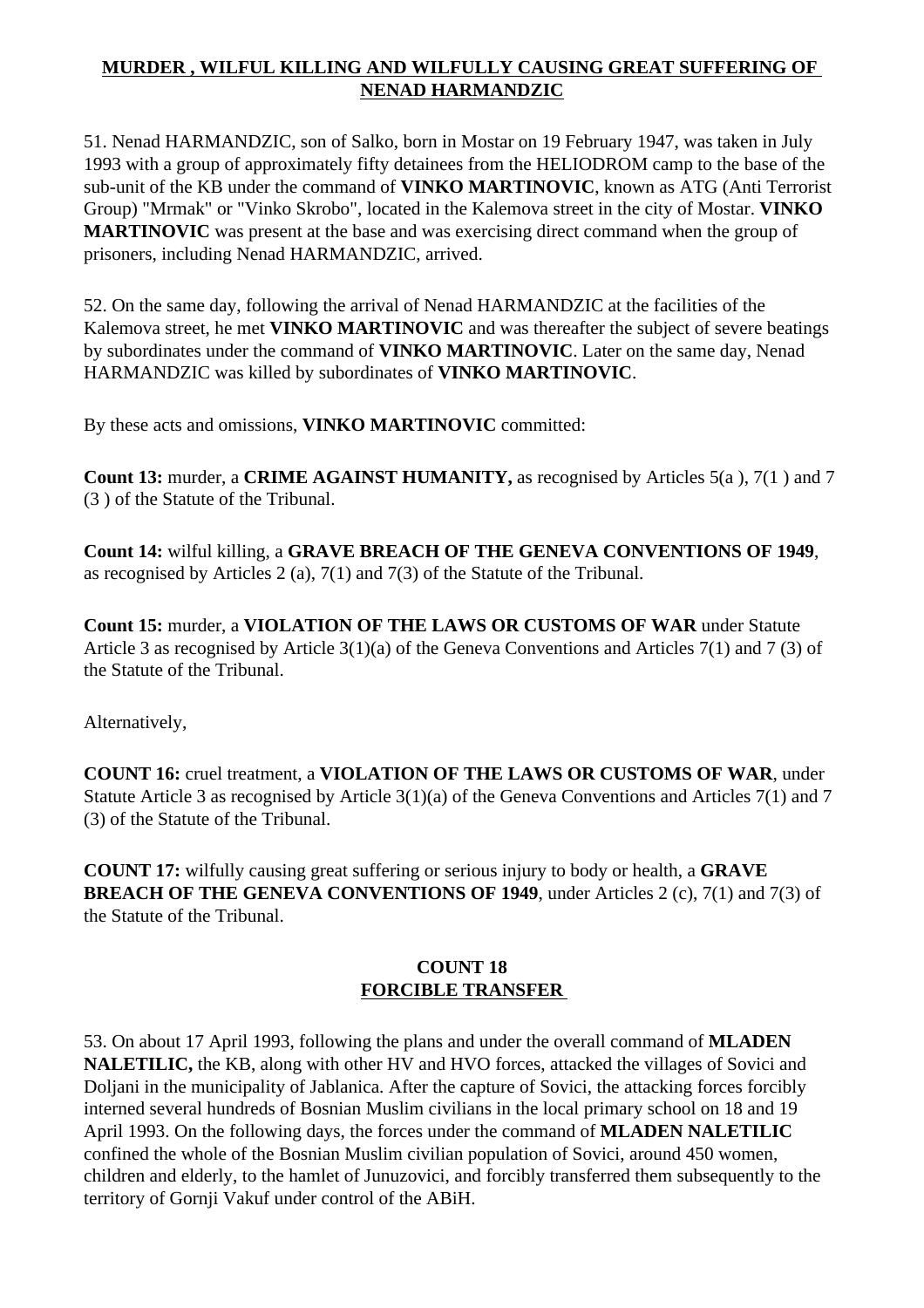**MURDER , WILFUL KILLING AND WILFULLY CAUSING GREAT SUFFERING OF NENAD HARMANDZIC**

51. Nenad HARMANDZIC, son of Salko, born in Mostar on 19 February 1947, was taken in July 1993 with a group of approximately fifty detainees from the HELIODROM camp to the base of the sub-unit of the KB under the command of **VINKO MARTINOVIC**, known as ATG (Anti Terrorist Group) "Mrmak" or "Vinko Skrobo", located in the Kalemova street in the city of Mostar. **VINKO MARTINOVIC** was present at the base and was exercising direct command when the group of prisoners, including Nenad HARMANDZIC, arrived.

52. On the same day, following the arrival of Nenad HARMANDZIC at the facilities of the Kalemova street, he met **VINKO MARTINOVIC** and was thereafter the subject of severe beatings by subordinates under the command of **VINKO MARTINOVIC**. Later on the same day, Nenad HARMANDZIC was killed by subordinates of **VINKO MARTINOVIC**.

By these acts and omissions, **VINKO MARTINOVIC** committed:

**Count 13:** murder, a **CRIME AGAINST HUMANITY,** as recognised by Articles 5(a ), 7(1 ) and 7 (3 ) of the Statute of the Tribunal.

**Count 14:** wilful killing, a **GRAVE BREACH OF THE GENEVA CONVENTIONS OF 1949**, as recognised by Articles 2 (a), 7(1) and 7(3) of the Statute of the Tribunal.

**Count 15:** murder, a **VIOLATION OF THE LAWS OR CUSTOMS OF WAR** under Statute Article 3 as recognised by Article 3(1)(a) of the Geneva Conventions and Articles 7(1) and 7 (3) of the Statute of the Tribunal.

Alternatively,

**COUNT 16:** cruel treatment, a **VIOLATION OF THE LAWS OR CUSTOMS OF WAR**, under Statute Article 3 as recognised by Article 3(1)(a) of the Geneva Conventions and Articles 7(1) and 7 (3) of the Statute of the Tribunal.

**COUNT 17:** wilfully causing great suffering or serious injury to body or health, a **GRAVE BREACH OF THE GENEVA CONVENTIONS OF 1949**, under Articles 2 (c), 7(1) and 7(3) of the Statute of the Tribunal.

**COUNT 18**
**FORCIBLE TRANSFER**

53. On about 17 April 1993, following the plans and under the overall command of **MLADEN NALETILIC,** the KB, along with other HV and HVO forces, attacked the villages of Sovici and Doljani in the municipality of Jablanica. After the capture of Sovici, the attacking forces forcibly interned several hundreds of Bosnian Muslim civilians in the local primary school on 18 and 19 April 1993. On the following days, the forces under the command of **MLADEN NALETILIC** confined the whole of the Bosnian Muslim civilian population of Sovici, around 450 women, children and elderly, to the hamlet of Junuzovici, and forcibly transferred them subsequently to the territory of Gornji Vakuf under control of the ABiH.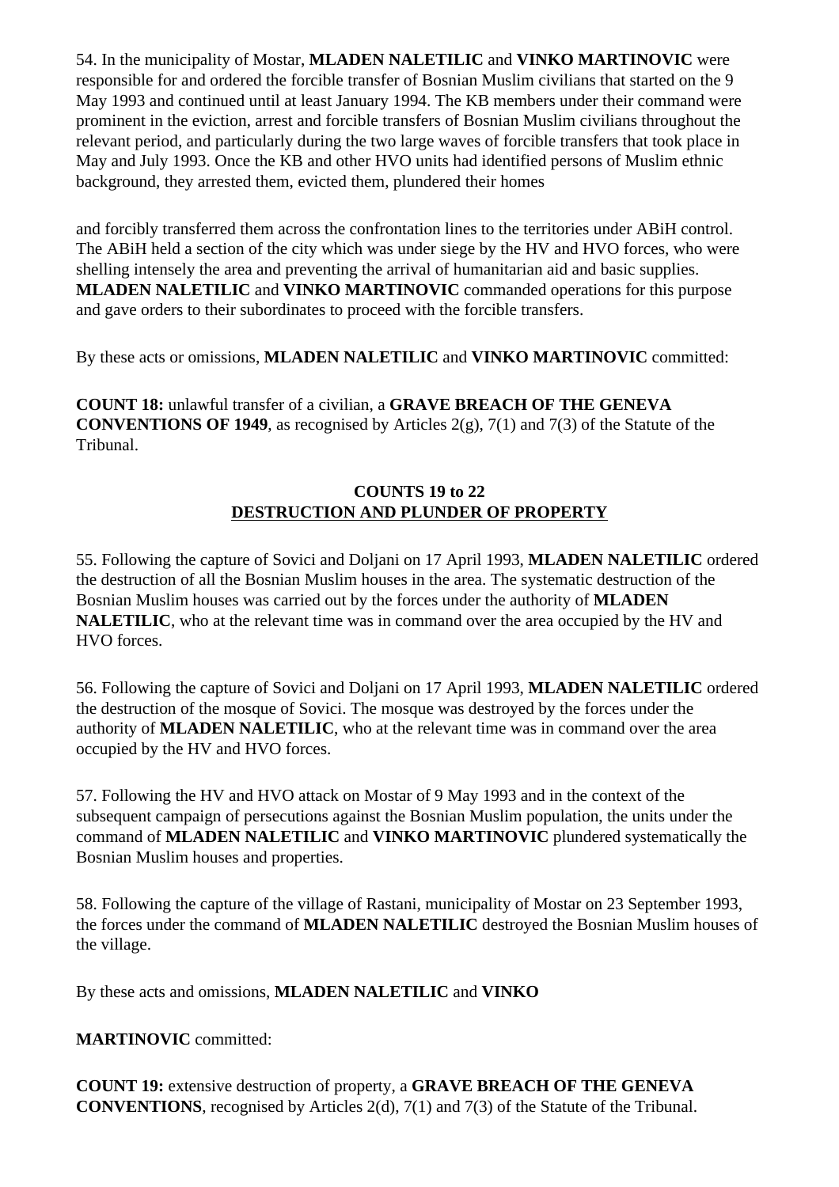54. In the municipality of Mostar, **MLADEN NALETILIC** and **VINKO MARTINOVIC** were responsible for and ordered the forcible transfer of Bosnian Muslim civilians that started on the 9 May 1993 and continued until at least January 1994. The KB members under their command were prominent in the eviction, arrest and forcible transfers of Bosnian Muslim civilians throughout the relevant period, and particularly during the two large waves of forcible transfers that took place in May and July 1993. Once the KB and other HVO units had identified persons of Muslim ethnic background, they arrested them, evicted them, plundered their homes

and forcibly transferred them across the confrontation lines to the territories under ABiH control. The ABiH held a section of the city which was under siege by the HV and HVO forces, who were shelling intensely the area and preventing the arrival of humanitarian aid and basic supplies. **MLADEN NALETILIC** and **VINKO MARTINOVIC** commanded operations for this purpose and gave orders to their subordinates to proceed with the forcible transfers.

By these acts or omissions, **MLADEN NALETILIC** and **VINKO MARTINOVIC** committed:

**COUNT 18:** unlawful transfer of a civilian, a **GRAVE BREACH OF THE GENEVA CONVENTIONS OF 1949**, as recognised by Articles 2(g), 7(1) and 7(3) of the Statute of the Tribunal.

**COUNTS 19 to 22**
**DESTRUCTION AND PLUNDER OF PROPERTY**

55. Following the capture of Sovici and Doljani on 17 April 1993, **MLADEN NALETILIC** ordered the destruction of all the Bosnian Muslim houses in the area. The systematic destruction of the Bosnian Muslim houses was carried out by the forces under the authority of **MLADEN NALETILIC**, who at the relevant time was in command over the area occupied by the HV and HVO forces.

56. Following the capture of Sovici and Doljani on 17 April 1993, **MLADEN NALETILIC** ordered the destruction of the mosque of Sovici. The mosque was destroyed by the forces under the authority of **MLADEN NALETILIC**, who at the relevant time was in command over the area occupied by the HV and HVO forces.

57. Following the HV and HVO attack on Mostar of 9 May 1993 and in the context of the subsequent campaign of persecutions against the Bosnian Muslim population, the units under the command of **MLADEN NALETILIC** and **VINKO MARTINOVIC** plundered systematically the Bosnian Muslim houses and properties.

58. Following the capture of the village of Rastani, municipality of Mostar on 23 September 1993, the forces under the command of **MLADEN NALETILIC** destroyed the Bosnian Muslim houses of the village.

By these acts and omissions, **MLADEN NALETILIC** and **VINKO MARTINOVIC** committed:

**COUNT 19:** extensive destruction of property, a **GRAVE BREACH OF THE GENEVA CONVENTIONS**, recognised by Articles 2(d), 7(1) and 7(3) of the Statute of the Tribunal.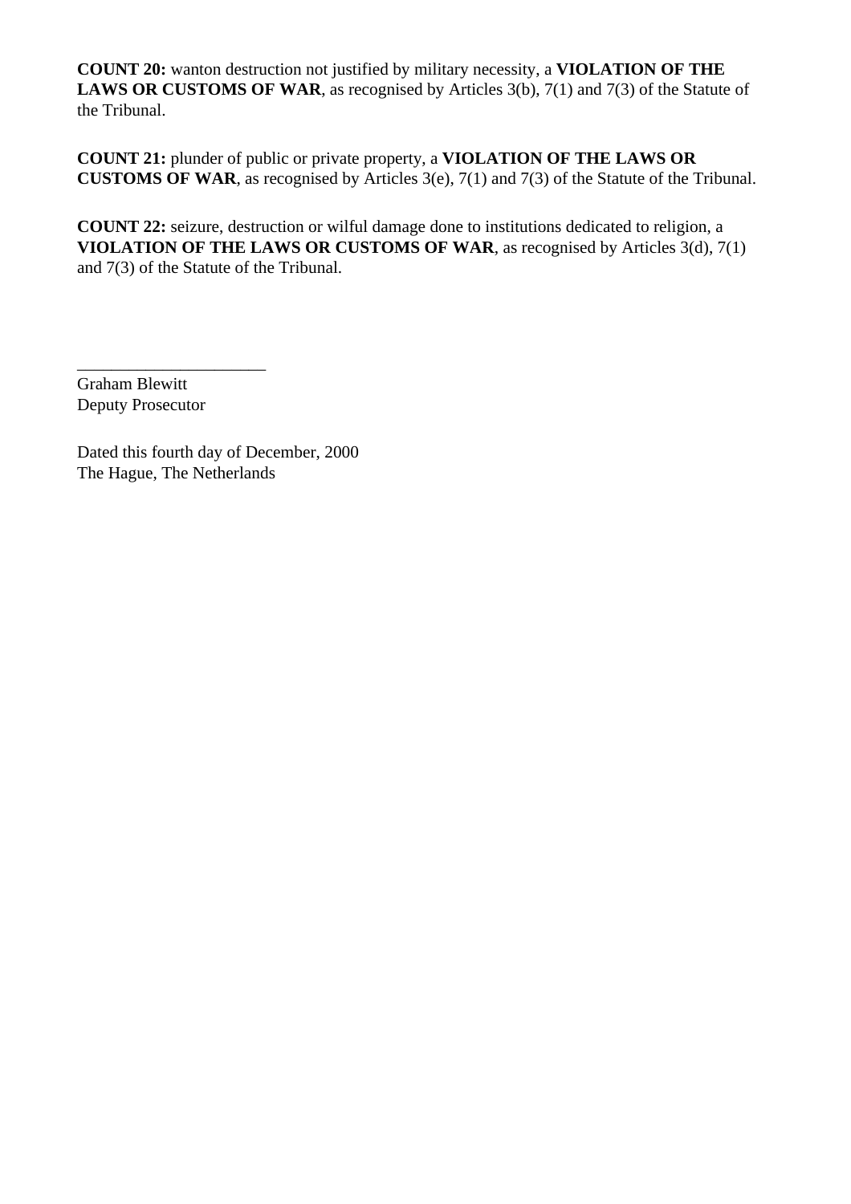**COUNT 20:** wanton destruction not justified by military necessity, a **VIOLATION OF THE LAWS OR CUSTOMS OF WAR**, as recognised by Articles 3(b), 7(1) and 7(3) of the Statute of the Tribunal.

**COUNT 21:** plunder of public or private property, a **VIOLATION OF THE LAWS OR CUSTOMS OF WAR**, as recognised by Articles 3(e), 7(1) and 7(3) of the Statute of the Tribunal.

**COUNT 22:** seizure, destruction or wilful damage done to institutions dedicated to religion, a **VIOLATION OF THE LAWS OR CUSTOMS OF WAR**, as recognised by Articles 3(d), 7(1) and 7(3) of the Statute of the Tribunal.

______________________

Graham Blewitt
Deputy Prosecutor

Dated this fourth day of December, 2000
The Hague, The Netherlands